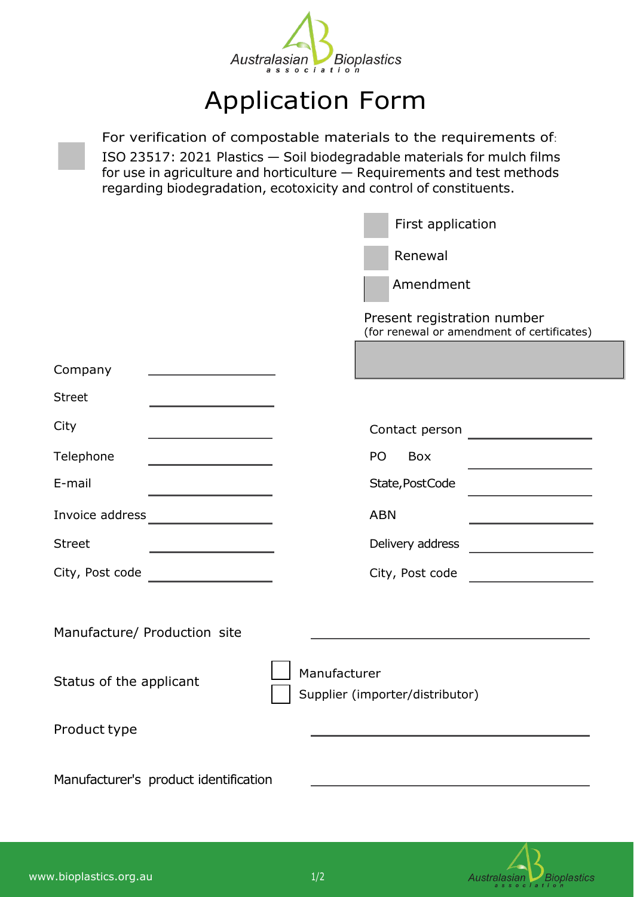Australasian Bioplastics association

# Application Form

☐ For verification of compostable materials to the requirements of:
ISO 23517: 2021 Plastics — Soil biodegradable materials for mulch films for use in agriculture and horticulture — Requirements and test methods regarding biodegradation, ecotoxicity and control of constituents.

☐ First application

☐ Renewal

☐ Amendment

Present registration number
(for renewal or amendment of certificates)

Company ____________

Street ____________

City ____________

Telephone ____________

E-mail ____________

Invoice address ____________

Street ____________

City, Post code ____________

Contact person ____________

PO Box ____________

State, PostCode ____________

ABN ____________

Delivery address ____________

City, Post code ____________

Manufacture/ Production site ____________

Status of the applicant
☐ Manufacturer
☐ Supplier (importer/distributor)

Product type ____________

Manufacturer's product identification ____________

www.bioplastics.org.au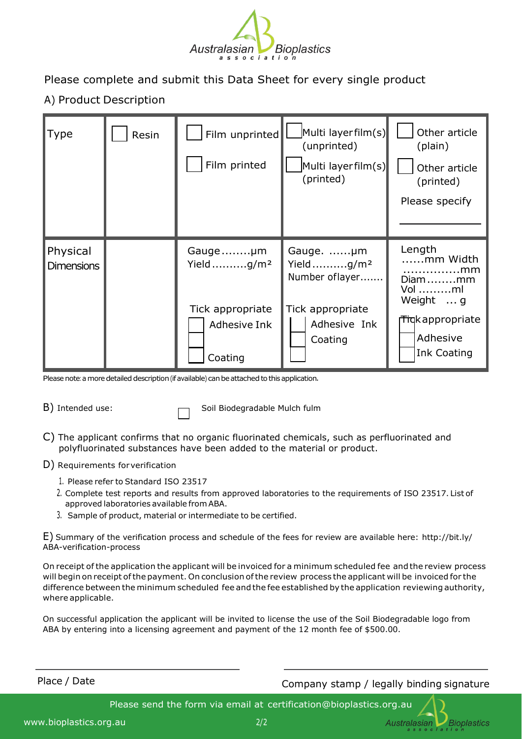Please complete and submit this Data Sheet for every single product

A) Product Description

| | | | | |
|---|---|---|---|---|
| Type | ☐ Resin | ☐ Film unprinted<br>☐ Film printed | ☐ Multi layer film(s) (unprinted)<br>☐ Multi layer film(s) (printed) | ☐ Other article (plain)<br>☐ Other article (printed)<br>Please specify<br>\_\_\_\_\_\_\_\_\_\_ |
| Physical Dimensions | | Gauge........µm<br>Yield..........g/m²<br><br>Tick appropriate<br>☐ Adhesive Ink<br>☐<br>☐ Coating | Gauge. ......µm<br>Yield..........g/m²<br>Number of layer.......<br><br>Tick appropriate<br>☐ Adhesive Ink<br>☐ Coating<br>☐ | Length ......mm Width ...............mm<br>Diam........mm<br>Vol .........ml<br>Weight ... g<br><br>Tick appropriate<br>☐ Adhesive<br>☐ Ink Coating |

Please note: a more detailed description (if available) can be attached to this application.

B) Intended use: ☐ Soil Biodegradable Mulch fulm

C) The applicant confirms that no organic fluorinated chemicals, such as perfluorinated and polyfluorinated substances have been added to the material or product.

D) Requirements for verification

1. Please refer to Standard ISO 23517
2. Complete test reports and results from approved laboratories to the requirements of ISO 23517. List of approved laboratories available from ABA.
3. Sample of product, material or intermediate to be certified.

E) Summary of the verification process and schedule of the fees for review are available here: http://bit.ly/ABA-verification-process

On receipt of the application the applicant will be invoiced for a minimum scheduled fee and the review process will begin on receipt of the payment. On conclusion of the review process the applicant will be invoiced for the difference between the minimum scheduled fee and the fee established by the application reviewing authority, where applicable.

On successful application the applicant will be invited to license the use of the Soil Biodegradable logo from ABA by entering into a licensing agreement and payment of the 12 month fee of $500.00.

\_\_\_\_\_\_\_\_\_\_\_\_\_\_\_\_\_\_\_\_\_\_\_\_\_\_\_\_\_\_\_\_\_\_

Place / Date

\_\_\_\_\_\_\_\_\_\_\_\_\_\_\_\_\_\_\_\_\_\_\_\_\_\_\_\_\_\_\_\_\_\_

Company stamp / legally binding signature

Please send the form via email at certification@bioplastics.org.au

www.bioplastics.org.au